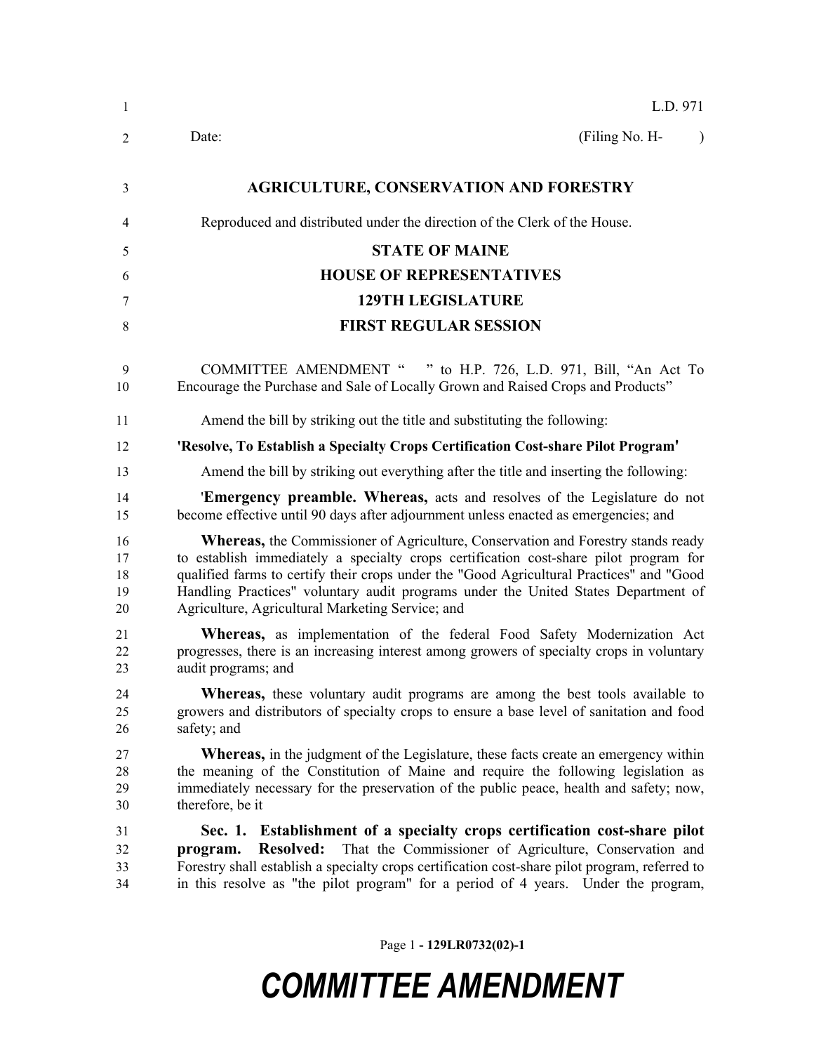L.D. 971

Date: (Filing No. H- )

**AGRICULTURE, CONSERVATION AND FORESTRY**

Reproduced and distributed under the direction of the Clerk of the House.

**STATE OF MAINE**

**HOUSE OF REPRESENTATIVES**

**129TH LEGISLATURE**

**FIRST REGULAR SESSION**

COMMITTEE AMENDMENT " " to H.P. 726, L.D. 971, Bill, "An Act To Encourage the Purchase and Sale of Locally Grown and Raised Crops and Products"

Amend the bill by striking out the title and substituting the following:

**'Resolve, To Establish a Specialty Crops Certification Cost-share Pilot Program'**

Amend the bill by striking out everything after the title and inserting the following:

'**Emergency preamble. Whereas,** acts and resolves of the Legislature do not become effective until 90 days after adjournment unless enacted as emergencies; and

**Whereas,** the Commissioner of Agriculture, Conservation and Forestry stands ready to establish immediately a specialty crops certification cost-share pilot program for qualified farms to certify their crops under the "Good Agricultural Practices" and "Good Handling Practices" voluntary audit programs under the United States Department of Agriculture, Agricultural Marketing Service; and

**Whereas,** as implementation of the federal Food Safety Modernization Act progresses, there is an increasing interest among growers of specialty crops in voluntary audit programs; and

**Whereas,** these voluntary audit programs are among the best tools available to growers and distributors of specialty crops to ensure a base level of sanitation and food safety; and

**Whereas,** in the judgment of the Legislature, these facts create an emergency within the meaning of the Constitution of Maine and require the following legislation as immediately necessary for the preservation of the public peace, health and safety; now, therefore, be it

**Sec. 1. Establishment of a specialty crops certification cost-share pilot program. Resolved:** That the Commissioner of Agriculture, Conservation and Forestry shall establish a specialty crops certification cost-share pilot program, referred to in this resolve as "the pilot program" for a period of 4 years. Under the program,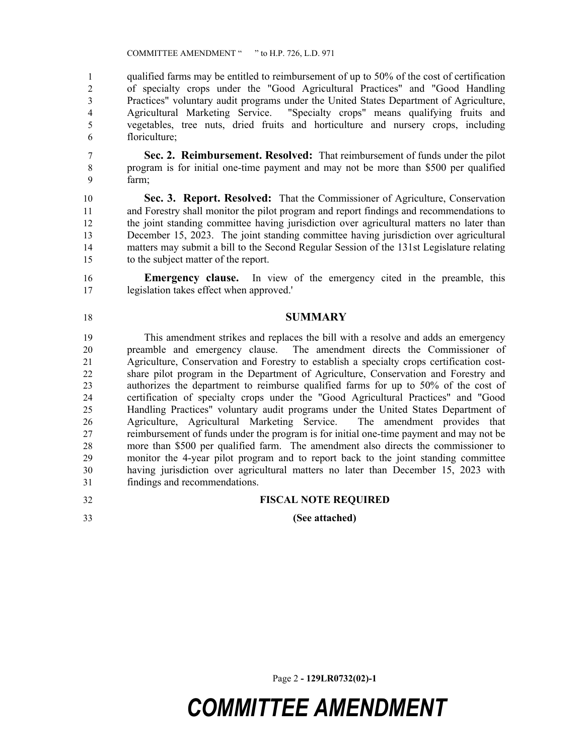qualified farms may be entitled to reimbursement of up to 50% of the cost of certification of specialty crops under the "Good Agricultural Practices" and "Good Handling Practices" voluntary audit programs under the United States Department of Agriculture, Agricultural Marketing Service. "Specialty crops" means qualifying fruits and vegetables, tree nuts, dried fruits and horticulture and nursery crops, including floriculture;

**Sec. 2. Reimbursement. Resolved:** That reimbursement of funds under the pilot program is for initial one-time payment and may not be more than $500 per qualified farm;

**Sec. 3. Report. Resolved:** That the Commissioner of Agriculture, Conservation and Forestry shall monitor the pilot program and report findings and recommendations to the joint standing committee having jurisdiction over agricultural matters no later than December 15, 2023. The joint standing committee having jurisdiction over agricultural matters may submit a bill to the Second Regular Session of the 131st Legislature relating to the subject matter of the report.

**Emergency clause.** In view of the emergency cited in the preamble, this legislation takes effect when approved.'

## SUMMARY

This amendment strikes and replaces the bill with a resolve and adds an emergency preamble and emergency clause. The amendment directs the Commissioner of Agriculture, Conservation and Forestry to establish a specialty crops certification cost-share pilot program in the Department of Agriculture, Conservation and Forestry and authorizes the department to reimburse qualified farms for up to 50% of the cost of certification of specialty crops under the "Good Agricultural Practices" and "Good Handling Practices" voluntary audit programs under the United States Department of Agriculture, Agricultural Marketing Service. The amendment provides that reimbursement of funds under the program is for initial one-time payment and may not be more than $500 per qualified farm. The amendment also directs the commissioner to monitor the 4-year pilot program and to report back to the joint standing committee having jurisdiction over agricultural matters no later than December 15, 2023 with findings and recommendations.

**FISCAL NOTE REQUIRED**

**(See attached)**